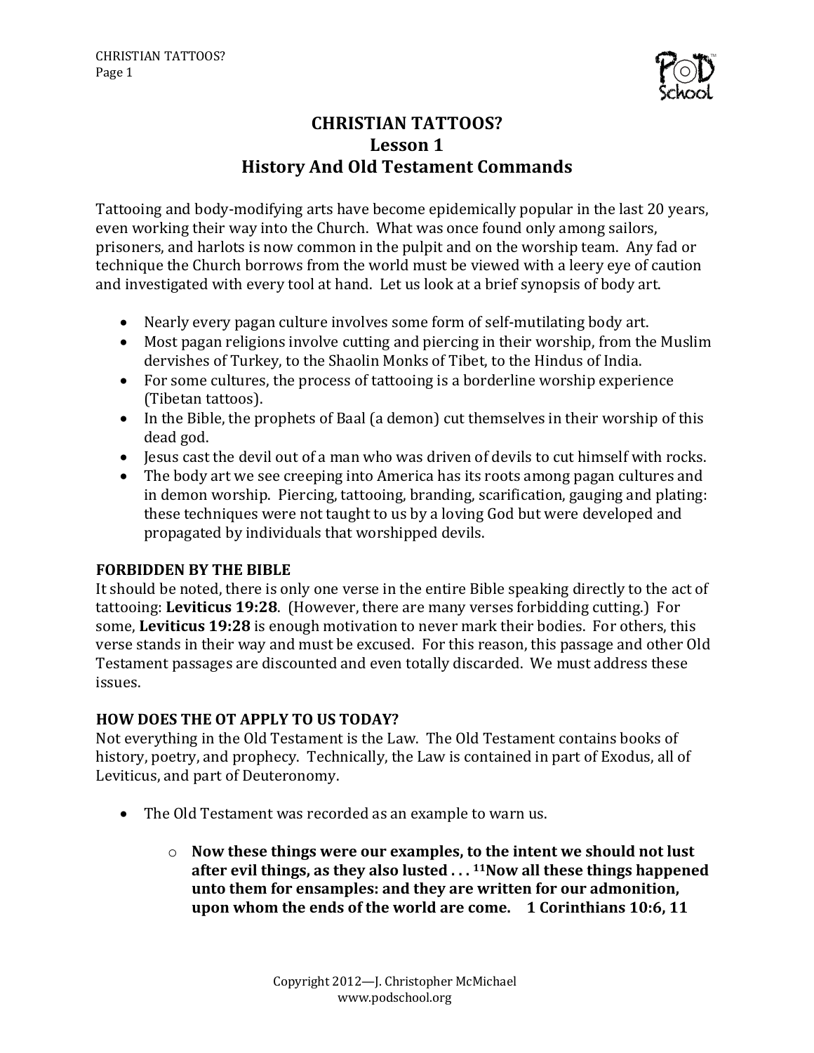# CHRISTIAN TATTOOS?
## Lesson 1
## History And Old Testament Commands

Tattooing and body-modifying arts have become epidemically popular in the last 20 years, even working their way into the Church. What was once found only among sailors, prisoners, and harlots is now common in the pulpit and on the worship team. Any fad or technique the Church borrows from the world must be viewed with a leery eye of caution and investigated with every tool at hand. Let us look at a brief synopsis of body art.

- Nearly every pagan culture involves some form of self-mutilating body art.
- Most pagan religions involve cutting and piercing in their worship, from the Muslim dervishes of Turkey, to the Shaolin Monks of Tibet, to the Hindus of India.
- For some cultures, the process of tattooing is a borderline worship experience (Tibetan tattoos).
- In the Bible, the prophets of Baal (a demon) cut themselves in their worship of this dead god.
- Jesus cast the devil out of a man who was driven of devils to cut himself with rocks.
- The body art we see creeping into America has its roots among pagan cultures and in demon worship. Piercing, tattooing, branding, scarification, gauging and plating: these techniques were not taught to us by a loving God but were developed and propagated by individuals that worshipped devils.

### FORBIDDEN BY THE BIBLE

It should be noted, there is only one verse in the entire Bible speaking directly to the act of tattooing: **Leviticus 19:28**. (However, there are many verses forbidding cutting.) For some, **Leviticus 19:28** is enough motivation to never mark their bodies. For others, this verse stands in their way and must be excused. For this reason, this passage and other Old Testament passages are discounted and even totally discarded. We must address these issues.

### HOW DOES THE OT APPLY TO US TODAY?

Not everything in the Old Testament is the Law. The Old Testament contains books of history, poetry, and prophecy. Technically, the Law is contained in part of Exodus, all of Leviticus, and part of Deuteronomy.

- The Old Testament was recorded as an example to warn us.
  - **Now these things were our examples, to the intent we should not lust after evil things, as they also lusted . . . [11]Now all these things happened unto them for ensamples: and they are written for our admonition, upon whom the ends of the world are come. 1 Corinthians 10:6, 11**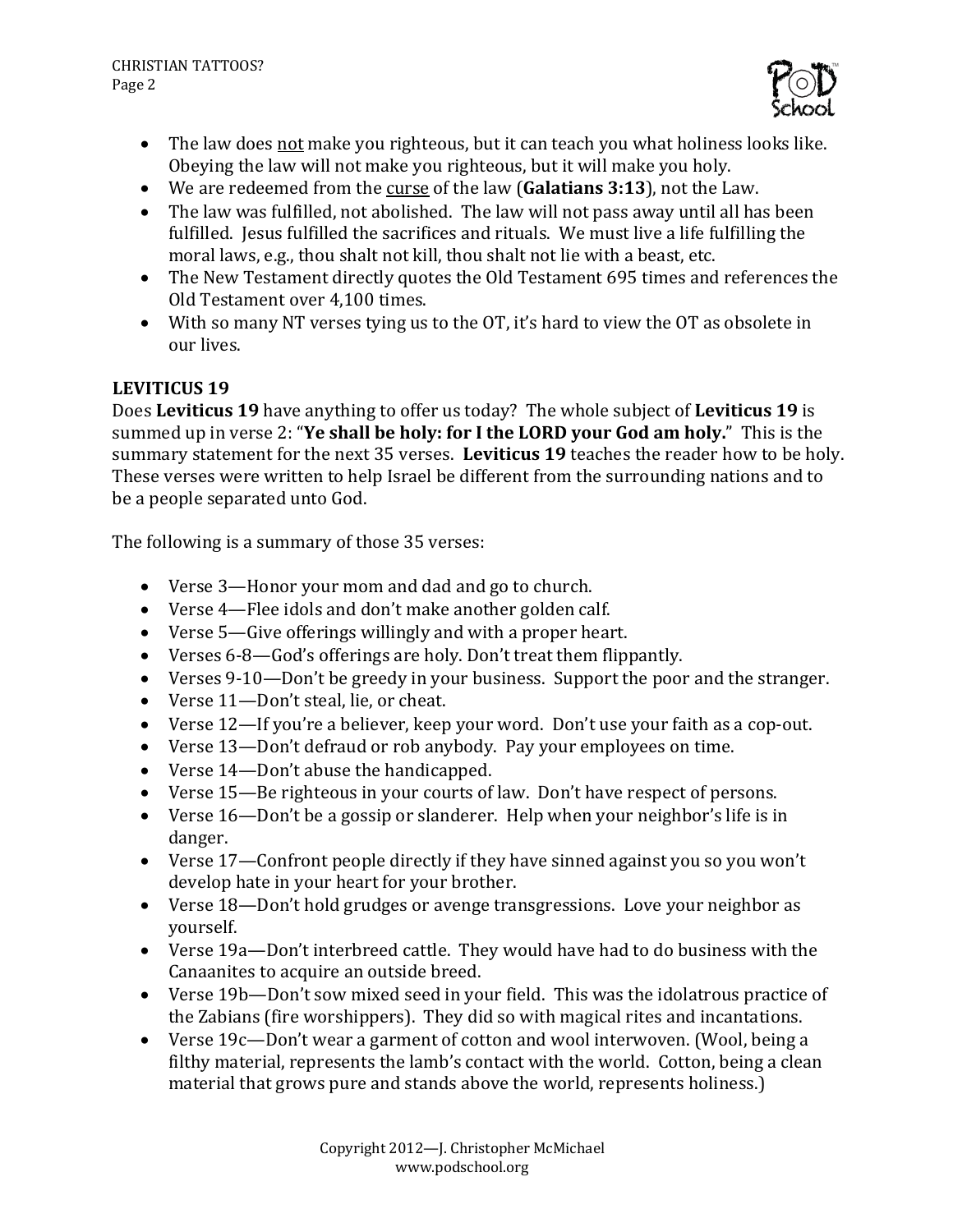- The law does <u>not</u> make you righteous, but it can teach you what holiness looks like. Obeying the law will not make you righteous, but it will make you holy.
- We are redeemed from the <u>curse</u> of the law (**Galatians 3:13**), not the Law.
- The law was fulfilled, not abolished. The law will not pass away until all has been fulfilled. Jesus fulfilled the sacrifices and rituals. We must live a life fulfilling the moral laws, e.g., thou shalt not kill, thou shalt not lie with a beast, etc.
- The New Testament directly quotes the Old Testament 695 times and references the Old Testament over 4,100 times.
- With so many NT verses tying us to the OT, it's hard to view the OT as obsolete in our lives.

**LEVITICUS 19**

Does **Leviticus 19** have anything to offer us today? The whole subject of **Leviticus 19** is summed up in verse 2: "**Ye shall be holy: for I the LORD your God am holy.**" This is the summary statement for the next 35 verses. **Leviticus 19** teaches the reader how to be holy. These verses were written to help Israel be different from the surrounding nations and to be a people separated unto God.

The following is a summary of those 35 verses:

- Verse 3—Honor your mom and dad and go to church.
- Verse 4—Flee idols and don't make another golden calf.
- Verse 5—Give offerings willingly and with a proper heart.
- Verses 6-8—God's offerings are holy. Don't treat them flippantly.
- Verses 9-10—Don't be greedy in your business. Support the poor and the stranger.
- Verse 11—Don't steal, lie, or cheat.
- Verse 12—If you're a believer, keep your word. Don't use your faith as a cop-out.
- Verse 13—Don't defraud or rob anybody. Pay your employees on time.
- Verse 14—Don't abuse the handicapped.
- Verse 15—Be righteous in your courts of law. Don't have respect of persons.
- Verse 16—Don't be a gossip or slanderer. Help when your neighbor's life is in danger.
- Verse 17—Confront people directly if they have sinned against you so you won't develop hate in your heart for your brother.
- Verse 18—Don't hold grudges or avenge transgressions. Love your neighbor as yourself.
- Verse 19a—Don't interbreed cattle. They would have had to do business with the Canaanites to acquire an outside breed.
- Verse 19b—Don't sow mixed seed in your field. This was the idolatrous practice of the Zabians (fire worshippers). They did so with magical rites and incantations.
- Verse 19c—Don't wear a garment of cotton and wool interwoven. (Wool, being a filthy material, represents the lamb's contact with the world. Cotton, being a clean material that grows pure and stands above the world, represents holiness.)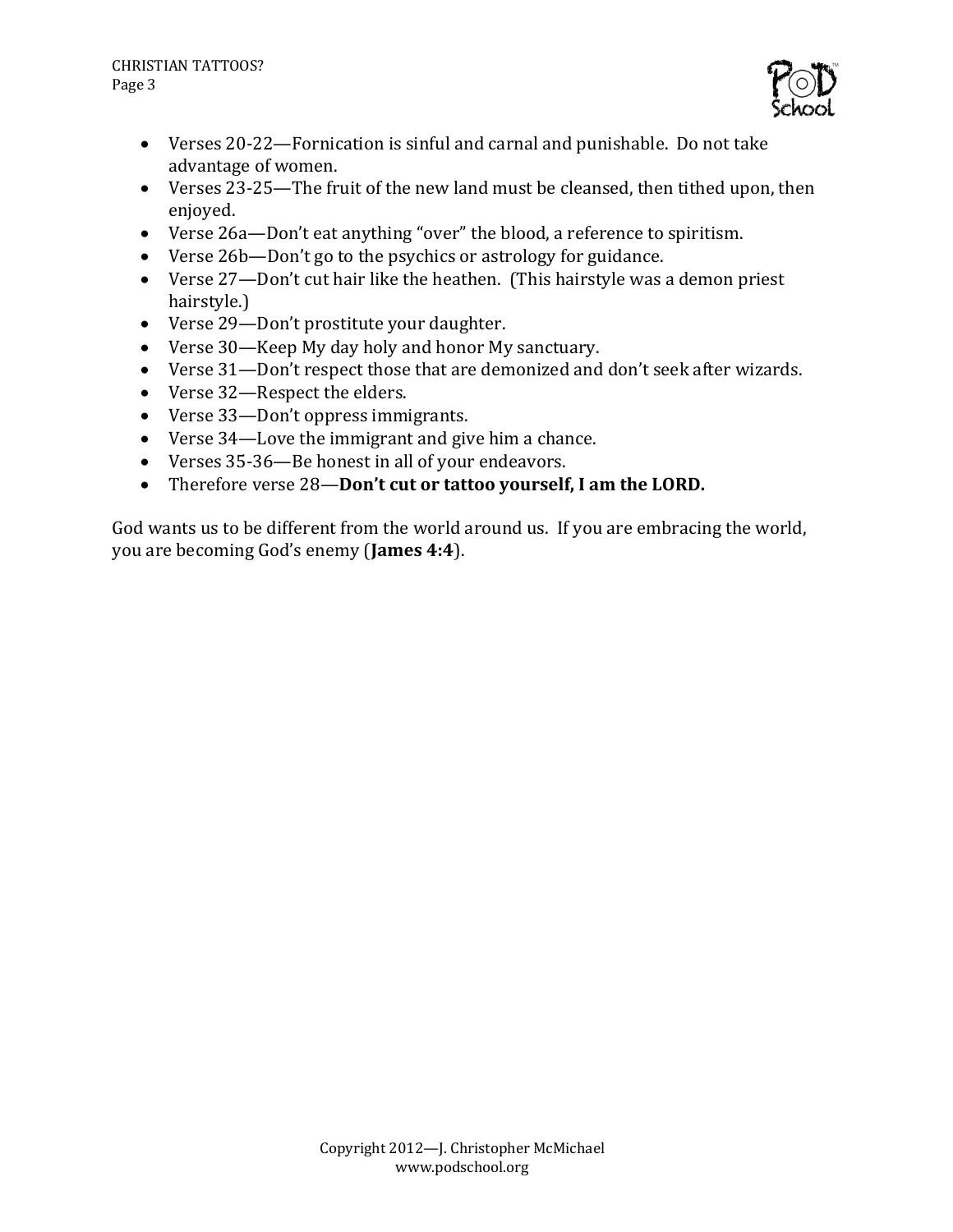- Verses 20-22—Fornication is sinful and carnal and punishable. Do not take advantage of women.
- Verses 23-25—The fruit of the new land must be cleansed, then tithed upon, then enjoyed.
- Verse 26a—Don't eat anything "over" the blood, a reference to spiritism.
- Verse 26b—Don't go to the psychics or astrology for guidance.
- Verse 27—Don't cut hair like the heathen. (This hairstyle was a demon priest hairstyle.)
- Verse 29—Don't prostitute your daughter.
- Verse 30—Keep My day holy and honor My sanctuary.
- Verse 31—Don't respect those that are demonized and don't seek after wizards.
- Verse 32—Respect the elders.
- Verse 33—Don't oppress immigrants.
- Verse 34—Love the immigrant and give him a chance.
- Verses 35-36—Be honest in all of your endeavors.
- Therefore verse 28—**Don't cut or tattoo yourself, I am the LORD.**

God wants us to be different from the world around us. If you are embracing the world, you are becoming God's enemy (**James 4:4**).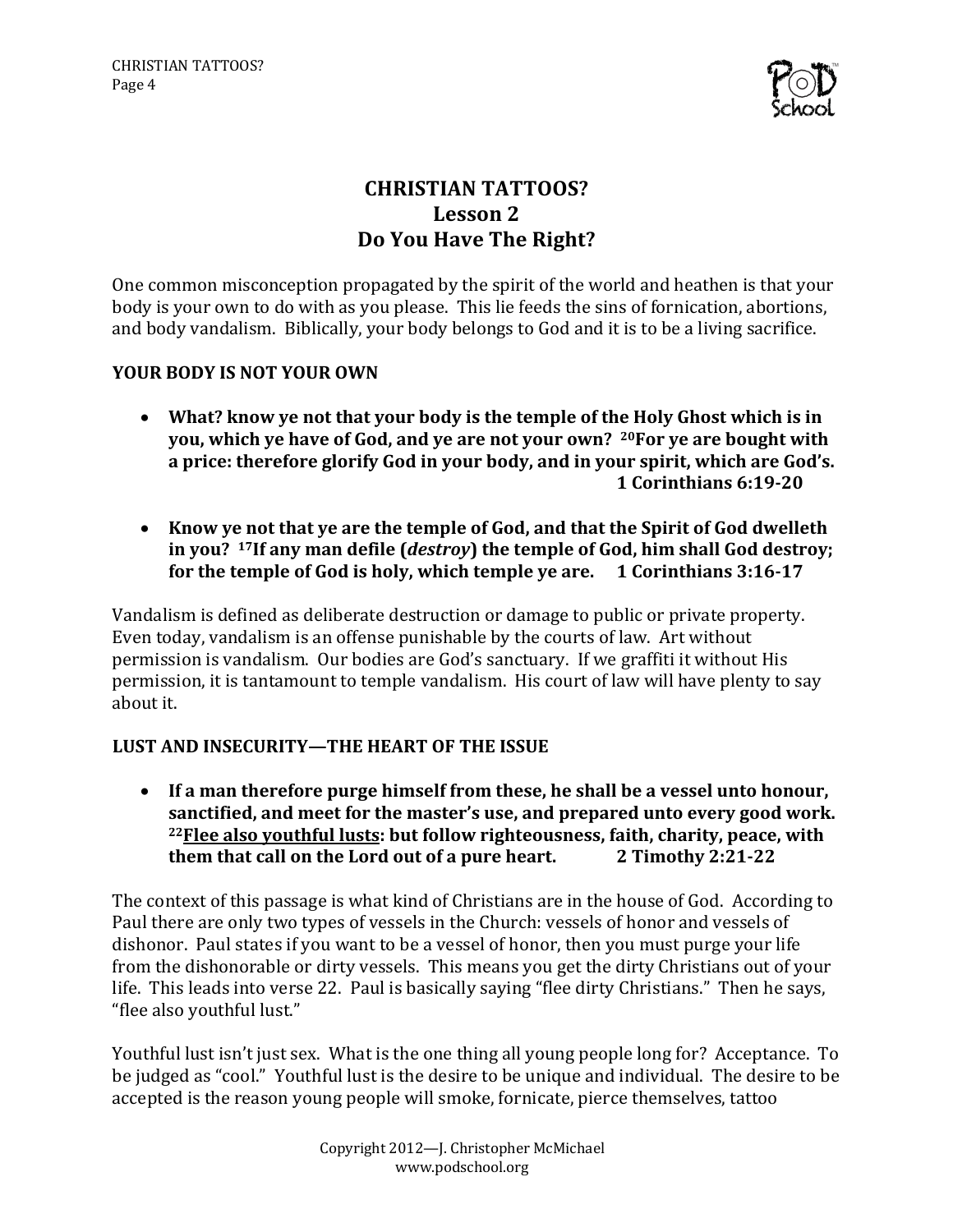# CHRISTIAN TATTOOS?
## Lesson 2
## Do You Have The Right?

One common misconception propagated by the spirit of the world and heathen is that your body is your own to do with as you please. This lie feeds the sins of fornication, abortions, and body vandalism. Biblically, your body belongs to God and it is to be a living sacrifice.

**YOUR BODY IS NOT YOUR OWN**

- **What? know ye not that your body is the temple of the Holy Ghost which is in you, which ye have of God, and ye are not your own? [20]For ye are bought with a price: therefore glorify God in your body, and in your spirit, which are God's. 1 Corinthians 6:19-20**

- **Know ye not that ye are the temple of God, and that the Spirit of God dwelleth in you? [17]If any man defile (*destroy*) the temple of God, him shall God destroy; for the temple of God is holy, which temple ye are. 1 Corinthians 3:16-17**

Vandalism is defined as deliberate destruction or damage to public or private property. Even today, vandalism is an offense punishable by the courts of law. Art without permission is vandalism. Our bodies are God's sanctuary. If we graffiti it without His permission, it is tantamount to temple vandalism. His court of law will have plenty to say about it.

**LUST AND INSECURITY—THE HEART OF THE ISSUE**

- **If a man therefore purge himself from these, he shall be a vessel unto honour, sanctified, and meet for the master's use, and prepared unto every good work. [22]<u>Flee also youthful lusts</u>: but follow righteousness, faith, charity, peace, with them that call on the Lord out of a pure heart. 2 Timothy 2:21-22**

The context of this passage is what kind of Christians are in the house of God. According to Paul there are only two types of vessels in the Church: vessels of honor and vessels of dishonor. Paul states if you want to be a vessel of honor, then you must purge your life from the dishonorable or dirty vessels. This means you get the dirty Christians out of your life. This leads into verse 22. Paul is basically saying "flee dirty Christians." Then he says, "flee also youthful lust."

Youthful lust isn't just sex. What is the one thing all young people long for? Acceptance. To be judged as "cool." Youthful lust is the desire to be unique and individual. The desire to be accepted is the reason young people will smoke, fornicate, pierce themselves, tattoo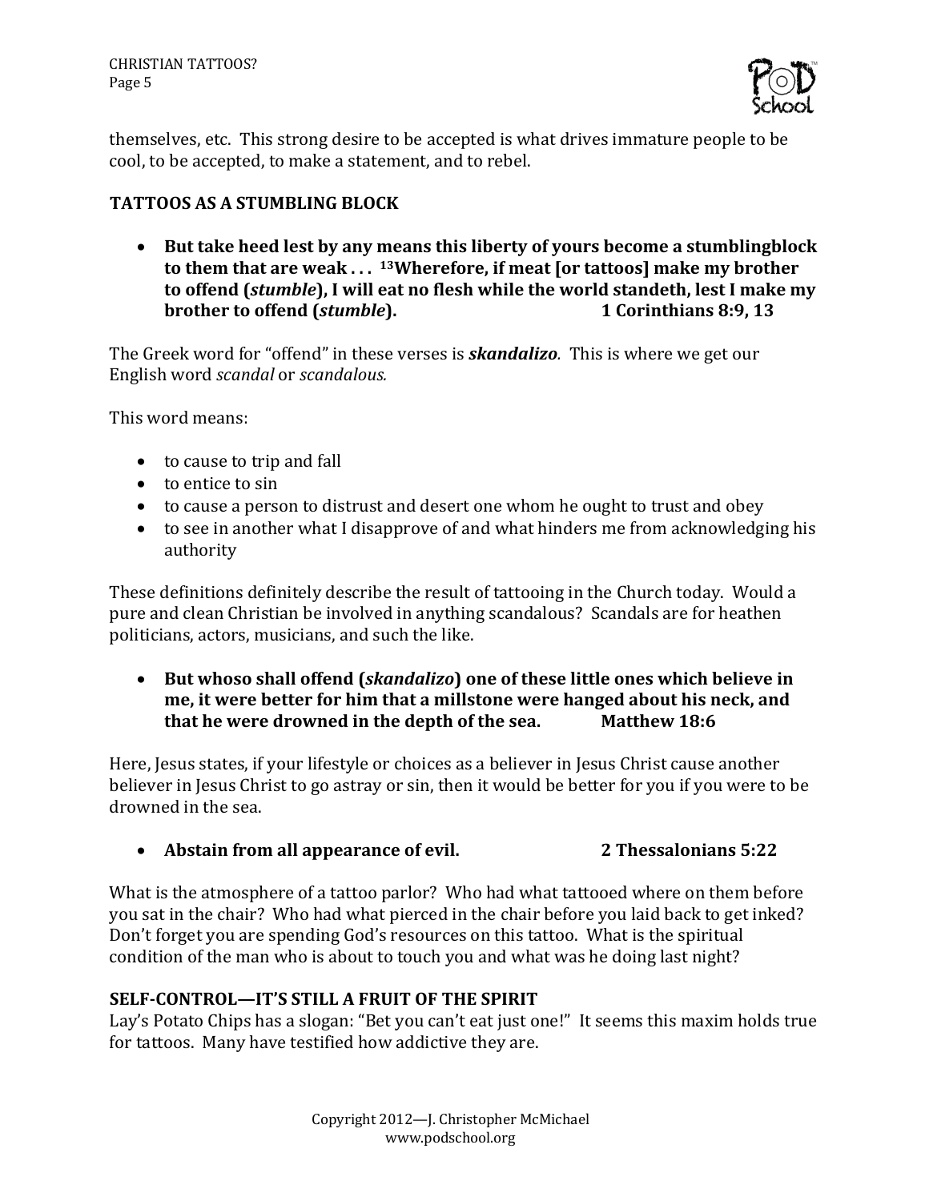themselves, etc. This strong desire to be accepted is what drives immature people to be cool, to be accepted, to make a statement, and to rebel.

## TATTOOS AS A STUMBLING BLOCK

- **But take heed lest by any means this liberty of yours become a stumblingblock to them that are weak . . . [13]Wherefore, if meat [or tattoos] make my brother to offend (*stumble*), I will eat no flesh while the world standeth, lest I make my brother to offend (*stumble*). 1 Corinthians 8:9, 13**

The Greek word for "offend" in these verses is ***skandalizo****.* This is where we get our English word *scandal* or *scandalous.*

This word means:

- to cause to trip and fall
- to entice to sin
- to cause a person to distrust and desert one whom he ought to trust and obey
- to see in another what I disapprove of and what hinders me from acknowledging his authority

These definitions definitely describe the result of tattooing in the Church today. Would a pure and clean Christian be involved in anything scandalous? Scandals are for heathen politicians, actors, musicians, and such the like.

- **But whoso shall offend (*skandalizo*) one of these little ones which believe in me, it were better for him that a millstone were hanged about his neck, and that he were drowned in the depth of the sea. Matthew 18:6**

Here, Jesus states, if your lifestyle or choices as a believer in Jesus Christ cause another believer in Jesus Christ to go astray or sin, then it would be better for you if you were to be drowned in the sea.

- **Abstain from all appearance of evil. 2 Thessalonians 5:22**

What is the atmosphere of a tattoo parlor? Who had what tattooed where on them before you sat in the chair? Who had what pierced in the chair before you laid back to get inked? Don't forget you are spending God's resources on this tattoo. What is the spiritual condition of the man who is about to touch you and what was he doing last night?

## SELF-CONTROL—IT'S STILL A FRUIT OF THE SPIRIT

Lay's Potato Chips has a slogan: "Bet you can't eat just one!" It seems this maxim holds true for tattoos. Many have testified how addictive they are.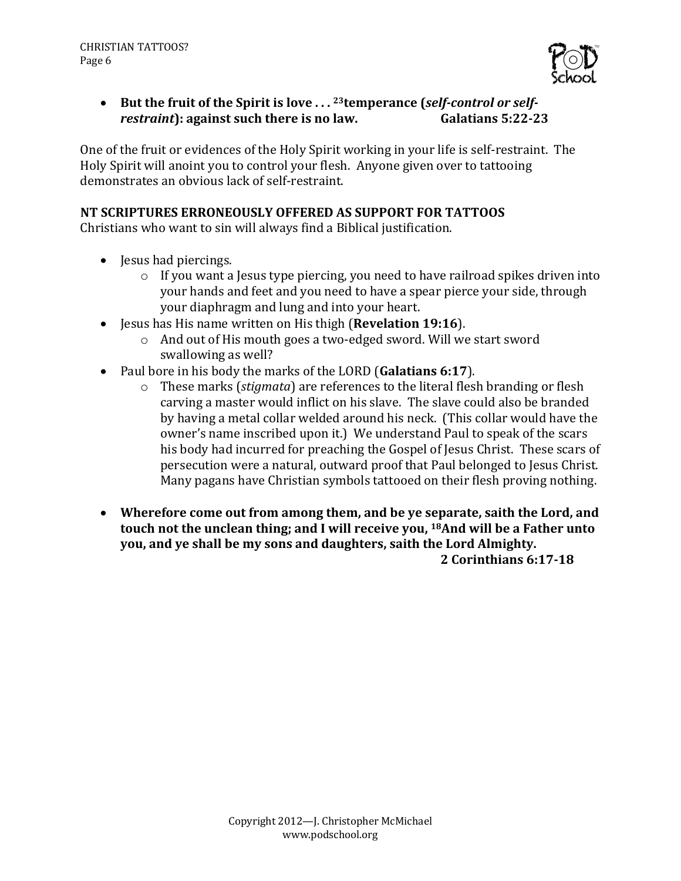- **But the fruit of the Spirit is love . . . [23]temperance (*self-control or self-restraint*): against such there is no law. Galatians 5:22-23**

One of the fruit or evidences of the Holy Spirit working in your life is self-restraint. The Holy Spirit will anoint you to control your flesh. Anyone given over to tattooing demonstrates an obvious lack of self-restraint.

**NT SCRIPTURES ERRONEOUSLY OFFERED AS SUPPORT FOR TATTOOS**

Christians who want to sin will always find a Biblical justification.

- Jesus had piercings.
  - If you want a Jesus type piercing, you need to have railroad spikes driven into your hands and feet and you need to have a spear pierce your side, through your diaphragm and lung and into your heart.
- Jesus has His name written on His thigh (**Revelation 19:16**).
  - And out of His mouth goes a two-edged sword. Will we start sword swallowing as well?
- Paul bore in his body the marks of the LORD (**Galatians 6:17**).
  - These marks (*stigmata*) are references to the literal flesh branding or flesh carving a master would inflict on his slave. The slave could also be branded by having a metal collar welded around his neck. (This collar would have the owner's name inscribed upon it.) We understand Paul to speak of the scars his body had incurred for preaching the Gospel of Jesus Christ. These scars of persecution were a natural, outward proof that Paul belonged to Jesus Christ. Many pagans have Christian symbols tattooed on their flesh proving nothing.

- **Wherefore come out from among them, and be ye separate, saith the Lord, and touch not the unclean thing; and I will receive you, [18]And will be a Father unto you, and ye shall be my sons and daughters, saith the Lord Almighty.**
  **2 Corinthians 6:17-18**

Copyright 2012—J. Christopher McMichael
www.podschool.org